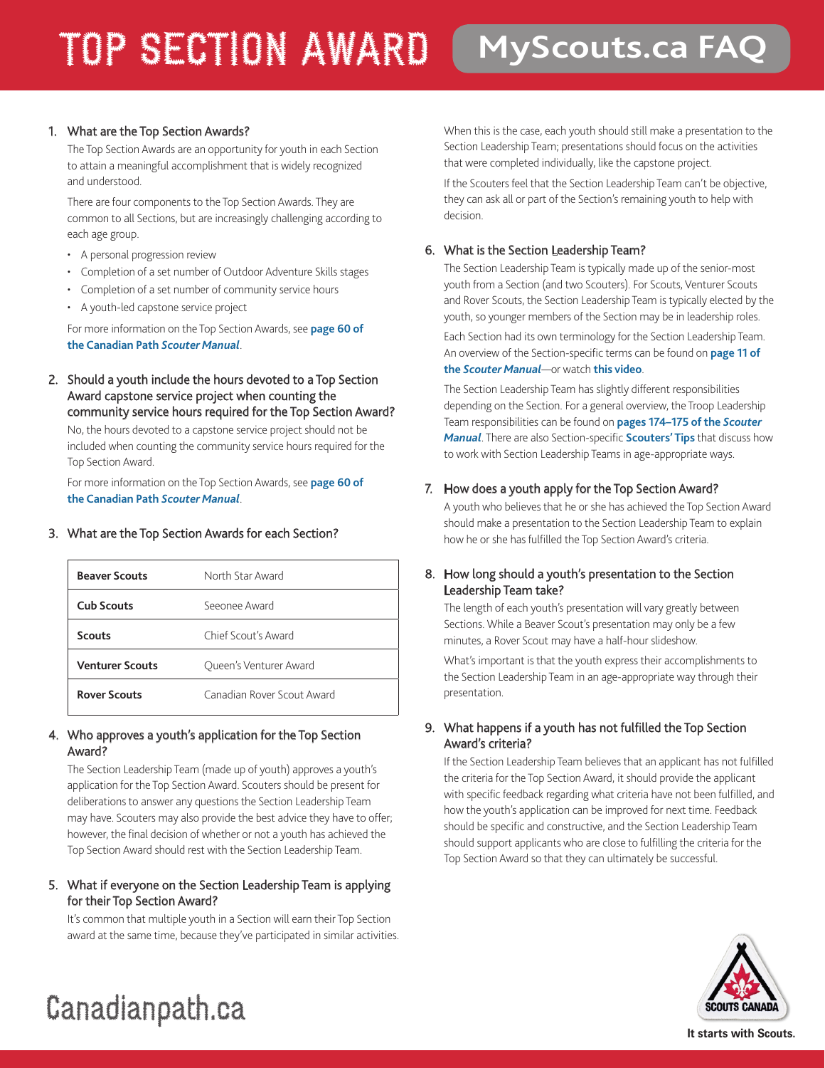# TOP SECTION AWARD MyScouts.ca FAQ

1. **What are the Top Section Awards?**

   The Top Section Awards are an opportunity for youth in each Section to attain a meaningful accomplishment that is widely recognized and understood.

   There are four components to the Top Section Awards. They are common to all Sections, but are increasingly challenging according to each age group.

   - A personal progression review
   - Completion of a set number of Outdoor Adventure Skills stages
   - Completion of a set number of community service hours
   - A youth-led capstone service project

   For more information on the Top Section Awards, see **page 60 of the Canadian Path *Scouter Manual***.

2. **Should a youth include the hours devoted to a Top Section Award capstone service project when counting the community service hours required for the Top Section Award?**

   No, the hours devoted to a capstone service project should not be included when counting the community service hours required for the Top Section Award.

   For more information on the Top Section Awards, see **page 60 of the Canadian Path *Scouter Manual***.

3. **What are the Top Section Awards for each Section?**

| | |
|---|---|
| **Beaver Scouts** | North Star Award |
| **Cub Scouts** | Seeonee Award |
| **Scouts** | Chief Scout's Award |
| **Venturer Scouts** | Queen's Venturer Award |
| **Rover Scouts** | Canadian Rover Scout Award |

4. **Who approves a youth's application for the Top Section Award?**

   The Section Leadership Team (made up of youth) approves a youth's application for the Top Section Award. Scouters should be present for deliberations to answer any questions the Section Leadership Team may have. Scouters may also provide the best advice they have to offer; however, the final decision of whether or not a youth has achieved the Top Section Award should rest with the Section Leadership Team.

5. **What if everyone on the Section Leadership Team is applying for their Top Section Award?**

   It's common that multiple youth in a Section will earn their Top Section award at the same time, because they've participated in similar activities. When this is the case, each youth should still make a presentation to the Section Leadership Team; presentations should focus on the activities that were completed individually, like the capstone project.

   If the Scouters feel that the Section Leadership Team can't be objective, they can ask all or part of the Section's remaining youth to help with decision.

6. **What is the Section Leadership Team?**

   The Section Leadership Team is typically made up of the senior-most youth from a Section (and two Scouters). For Scouts, Venturer Scouts and Rover Scouts, the Section Leadership Team is typically elected by the youth, so younger members of the Section may be in leadership roles.

   Each Section had its own terminology for the Section Leadership Team. An overview of the Section-specific terms can be found on **page 11 of the *Scouter Manual***—or watch **this video**.

   The Section Leadership Team has slightly different responsibilities depending on the Section. For a general overview, the Troop Leadership Team responsibilities can be found on **pages 174–175 of the *Scouter Manual***. There are also Section-specific **Scouters' Tips** that discuss how to work with Section Leadership Teams in age-appropriate ways.

7. **How does a youth apply for the Top Section Award?**

   A youth who believes that he or she has achieved the Top Section Award should make a presentation to the Section Leadership Team to explain how he or she has fulfilled the Top Section Award's criteria.

8. **How long should a youth's presentation to the Section Leadership Team take?**

   The length of each youth's presentation will vary greatly between Sections. While a Beaver Scout's presentation may only be a few minutes, a Rover Scout may have a half-hour slideshow.

   What's important is that the youth express their accomplishments to the Section Leadership Team in an age-appropriate way through their presentation.

9. **What happens if a youth has not fulfilled the Top Section Award's criteria?**

   If the Section Leadership Team believes that an applicant has not fulfilled the criteria for the Top Section Award, it should provide the applicant with specific feedback regarding what criteria have not been fulfilled, and how the youth's application can be improved for next time. Feedback should be specific and constructive, and the Section Leadership Team should support applicants who are close to fulfilling the criteria for the Top Section Award so that they can ultimately be successful.

Canadianpath.ca

It starts with Scouts.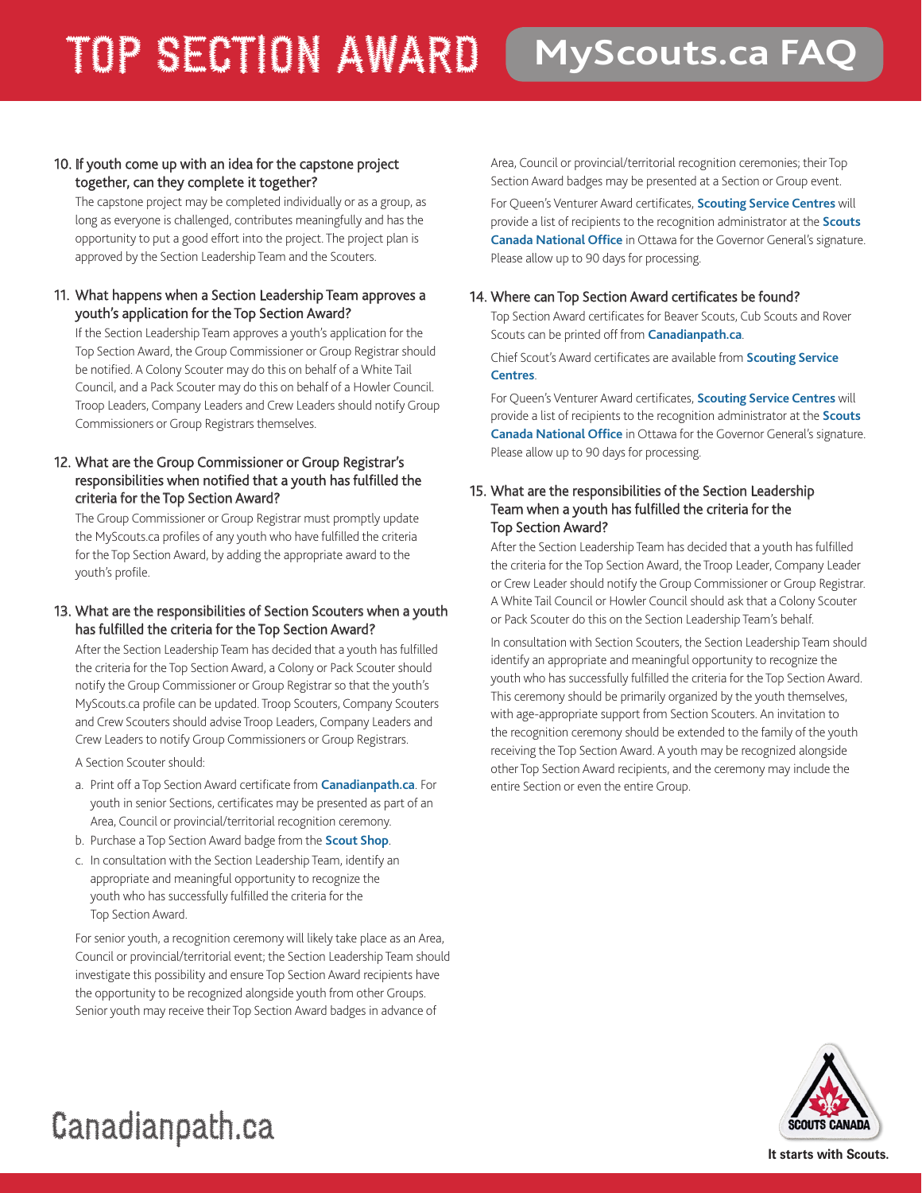### 10. If youth come up with an idea for the capstone project together, can they complete it together?

The capstone project may be completed individually or as a group, as long as everyone is challenged, contributes meaningfully and has the opportunity to put a good effort into the project. The project plan is approved by the Section Leadership Team and the Scouters.

### 11. What happens when a Section Leadership Team approves a youth's application for the Top Section Award?

If the Section Leadership Team approves a youth's application for the Top Section Award, the Group Commissioner or Group Registrar should be notified. A Colony Scouter may do this on behalf of a White Tail Council, and a Pack Scouter may do this on behalf of a Howler Council. Troop Leaders, Company Leaders and Crew Leaders should notify Group Commissioners or Group Registrars themselves.

### 12. What are the Group Commissioner or Group Registrar's responsibilities when notified that a youth has fulfilled the criteria for the Top Section Award?

The Group Commissioner or Group Registrar must promptly update the MyScouts.ca profiles of any youth who have fulfilled the criteria for the Top Section Award, by adding the appropriate award to the youth's profile.

### 13. What are the responsibilities of Section Scouters when a youth has fulfilled the criteria for the Top Section Award?

After the Section Leadership Team has decided that a youth has fulfilled the criteria for the Top Section Award, a Colony or Pack Scouter should notify the Group Commissioner or Group Registrar so that the youth's MyScouts.ca profile can be updated. Troop Scouters, Company Scouters and Crew Scouters should advise Troop Leaders, Company Leaders and Crew Leaders to notify Group Commissioners or Group Registrars.

A Section Scouter should:

a. Print off a Top Section Award certificate from **Canadianpath.ca**. For youth in senior Sections, certificates may be presented as part of an Area, Council or provincial/territorial recognition ceremony.
b. Purchase a Top Section Award badge from the **Scout Shop**.
c. In consultation with the Section Leadership Team, identify an appropriate and meaningful opportunity to recognize the youth who has successfully fulfilled the criteria for the Top Section Award.

For senior youth, a recognition ceremony will likely take place as an Area, Council or provincial/territorial event; the Section Leadership Team should investigate this possibility and ensure Top Section Award recipients have the opportunity to be recognized alongside youth from other Groups. Senior youth may receive their Top Section Award badges in advance of Area, Council or provincial/territorial recognition ceremonies; their Top Section Award badges may be presented at a Section or Group event.

For Queen's Venturer Award certificates, **Scouting Service Centres** will provide a list of recipients to the recognition administrator at the **Scouts Canada National Office** in Ottawa for the Governor General's signature. Please allow up to 90 days for processing.

### 14. Where can Top Section Award certificates be found?

Top Section Award certificates for Beaver Scouts, Cub Scouts and Rover Scouts can be printed off from **Canadianpath.ca**.

Chief Scout's Award certificates are available from **Scouting Service Centres**.

For Queen's Venturer Award certificates, **Scouting Service Centres** will provide a list of recipients to the recognition administrator at the **Scouts Canada National Office** in Ottawa for the Governor General's signature. Please allow up to 90 days for processing.

### 15. What are the responsibilities of the Section Leadership Team when a youth has fulfilled the criteria for the Top Section Award?

After the Section Leadership Team has decided that a youth has fulfilled the criteria for the Top Section Award, the Troop Leader, Company Leader or Crew Leader should notify the Group Commissioner or Group Registrar. A White Tail Council or Howler Council should ask that a Colony Scouter or Pack Scouter do this on the Section Leadership Team's behalf.

In consultation with Section Scouters, the Section Leadership Team should identify an appropriate and meaningful opportunity to recognize the youth who has successfully fulfilled the criteria for the Top Section Award. This ceremony should be primarily organized by the youth themselves, with age-appropriate support from Section Scouters. An invitation to the recognition ceremony should be extended to the family of the youth receiving the Top Section Award. A youth may be recognized alongside other Top Section Award recipients, and the ceremony may include the entire Section or even the entire Group.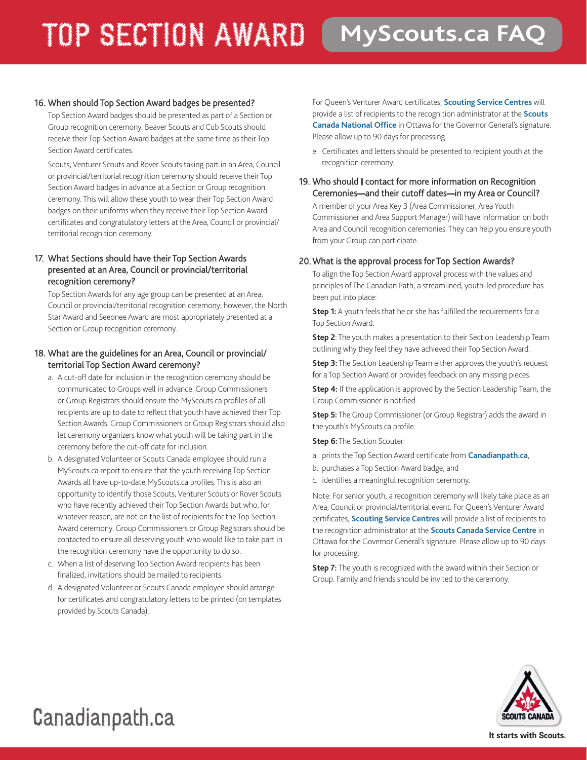# TOP SECTION AWARD

## MyScouts.ca FAQ

### 16. When should Top Section Award badges be presented?

Top Section Award badges should be presented as part of a Section or Group recognition ceremony. Beaver Scouts and Cub Scouts should receive their Top Section Award badges at the same time as their Top Section Award certificates.

Scouts, Venturer Scouts and Rover Scouts taking part in an Area, Council or provincial/territorial recognition ceremony should receive their Top Section Award badges in advance at a Section or Group recognition ceremony. This will allow these youth to wear their Top Section Award badges on their uniforms when they receive their Top Section Award certificates and congratulatory letters at the Area, Council or provincial/territorial recognition ceremony.

### 17. What Sections should have their Top Section Awards presented at an Area, Council or provincial/territorial recognition ceremony?

Top Section Awards for any age group can be presented at an Area, Council or provincial/territorial recognition ceremony; however, the North Star Award and Seeonee Award are most appropriately presented at a Section or Group recognition ceremony.

### 18. What are the guidelines for an Area, Council or provincial/territorial Top Section Award ceremony?

a. A cut-off date for inclusion in the recognition ceremony should be communicated to Groups well in advance. Group Commissioners or Group Registrars should ensure the MyScouts.ca profiles of all recipients are up to date to reflect that youth have achieved their Top Section Awards. Group Commissioners or Group Registrars should also let ceremony organizers know what youth will be taking part in the ceremony before the cut-off date for inclusion.

b. A designated Volunteer or Scouts Canada employee should run a MyScouts.ca report to ensure that the youth receiving Top Section Awards all have up-to-date MyScouts.ca profiles. This is also an opportunity to identify those Scouts, Venturer Scouts or Rover Scouts who have recently achieved their Top Section Awards but who, for whatever reason, are not on the list of recipients for the Top Section Award ceremony. Group Commissioners or Group Registrars should be contacted to ensure all deserving youth who would like to take part in the recognition ceremony have the opportunity to do so.

c. When a list of deserving Top Section Award recipients has been finalized, invitations should be mailed to recipients.

d. A designated Volunteer or Scouts Canada employee should arrange for certificates and congratulatory letters to be printed (on templates provided by Scouts Canada).

For Queen's Venturer Award certificates, **Scouting Service Centres** will provide a list of recipients to the recognition administrator at the **Scouts Canada National Office** in Ottawa for the Governor General's signature. Please allow up to 90 days for processing.

e. Certificates and letters should be presented to recipient youth at the recognition ceremony.

### 19. Who should I contact for more information on Recognition Ceremonies—and their cutoff dates—in my Area or Council?

A member of your Area Key 3 (Area Commissioner, Area Youth Commissioner and Area Support Manager) will have information on both Area and Council recognition ceremonies. They can help you ensure youth from your Group can participate.

### 20. What is the approval process for Top Section Awards?

To align the Top Section Award approval process with the values and principles of The Canadian Path, a streamlined, youth-led procedure has been put into place:

**Step 1:** A youth feels that he or she has fulfilled the requirements for a Top Section Award.

**Step 2**: The youth makes a presentation to their Section Leadership Team outlining why they feel they have achieved their Top Section Award.

**Step 3:** The Section Leadership Team either approves the youth's request for a Top Section Award or provides feedback on any missing pieces.

**Step 4:** If the application is approved by the Section Leadership Team, the Group Commissioner is notified.

**Step 5:** The Group Commissioner (or Group Registrar) adds the award in the youth's MyScouts.ca profile.

**Step 6:** The Section Scouter:

a. prints the Top Section Award certificate from **Canadianpath.ca**,

b. purchases a Top Section Award badge, and

c. identifies a meaningful recognition ceremony.

Note: For senior youth, a recognition ceremony will likely take place as an Area, Council or provincial/territorial event. For Queen's Venturer Award certificates, **Scouting Service Centres** will provide a list of recipients to the recognition administrator at the **Scouts Canada Service Centre** in Ottawa for the Governor General's signature. Please allow up to 90 days for processing.

**Step 7:** The youth is recognized with the award within their Section or Group. Family and friends should be invited to the ceremony.

Canadianpath.ca

SCOUTS CANADA

It starts with Scouts.